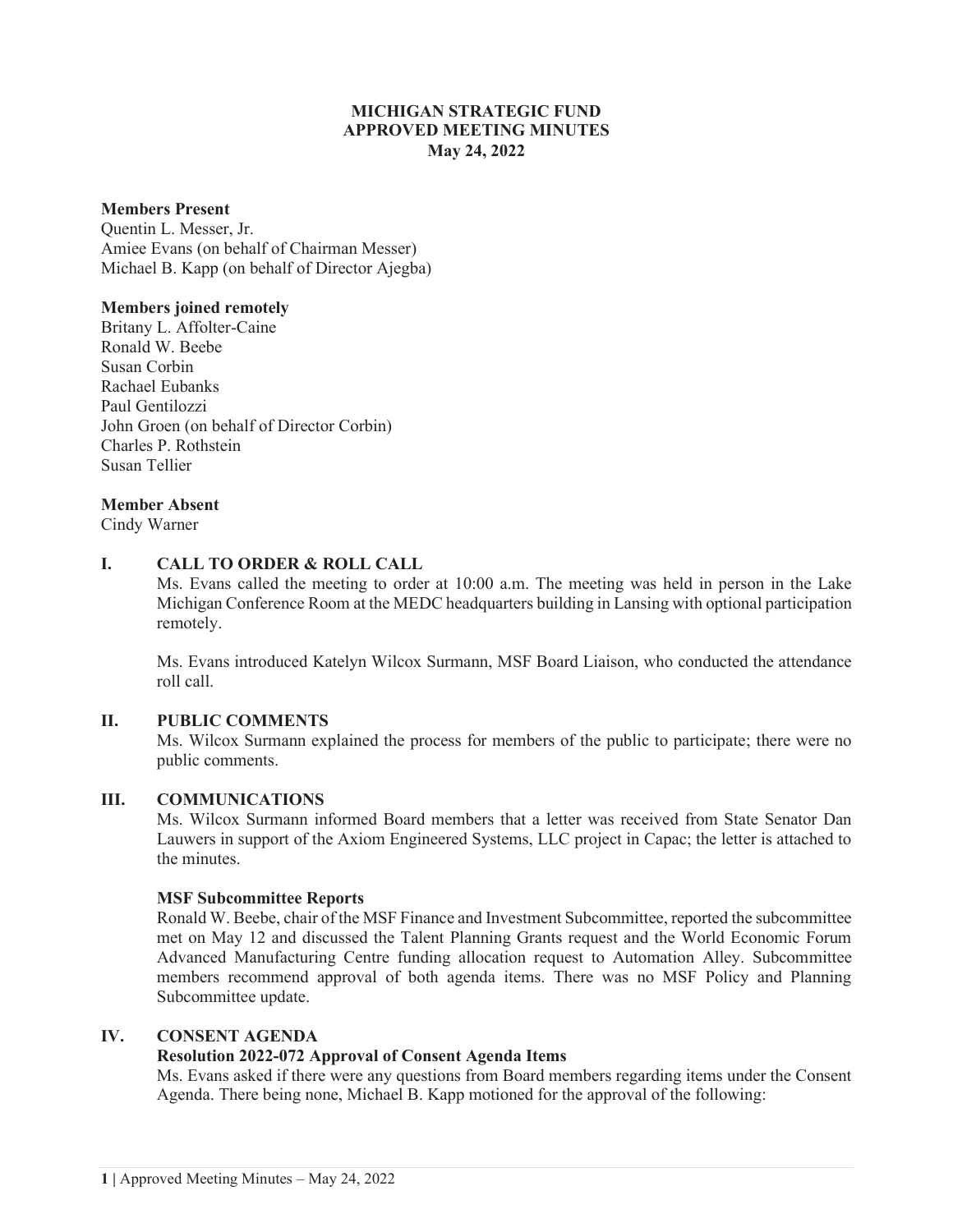# MICHIGAN STRATEGIC FUND
## APPROVED MEETING MINUTES
### May 24, 2022

**Members Present**
Quentin L. Messer, Jr.
Amiee Evans (on behalf of Chairman Messer)
Michael B. Kapp (on behalf of Director Ajegba)

**Members joined remotely**
Britany L. Affolter-Caine
Ronald W. Beebe
Susan Corbin
Rachael Eubanks
Paul Gentilozzi
John Groen (on behalf of Director Corbin)
Charles P. Rothstein
Susan Tellier

**Member Absent**
Cindy Warner

## I. CALL TO ORDER & ROLL CALL

Ms. Evans called the meeting to order at 10:00 a.m. The meeting was held in person in the Lake Michigan Conference Room at the MEDC headquarters building in Lansing with optional participation remotely.

Ms. Evans introduced Katelyn Wilcox Surmann, MSF Board Liaison, who conducted the attendance roll call.

## II. PUBLIC COMMENTS

Ms. Wilcox Surmann explained the process for members of the public to participate; there were no public comments.

## III. COMMUNICATIONS

Ms. Wilcox Surmann informed Board members that a letter was received from State Senator Dan Lauwers in support of the Axiom Engineered Systems, LLC project in Capac; the letter is attached to the minutes.

**MSF Subcommittee Reports**

Ronald W. Beebe, chair of the MSF Finance and Investment Subcommittee, reported the subcommittee met on May 12 and discussed the Talent Planning Grants request and the World Economic Forum Advanced Manufacturing Centre funding allocation request to Automation Alley. Subcommittee members recommend approval of both agenda items. There was no MSF Policy and Planning Subcommittee update.

## IV. CONSENT AGENDA

**Resolution 2022-072 Approval of Consent Agenda Items**

Ms. Evans asked if there were any questions from Board members regarding items under the Consent Agenda. There being none, Michael B. Kapp motioned for the approval of the following: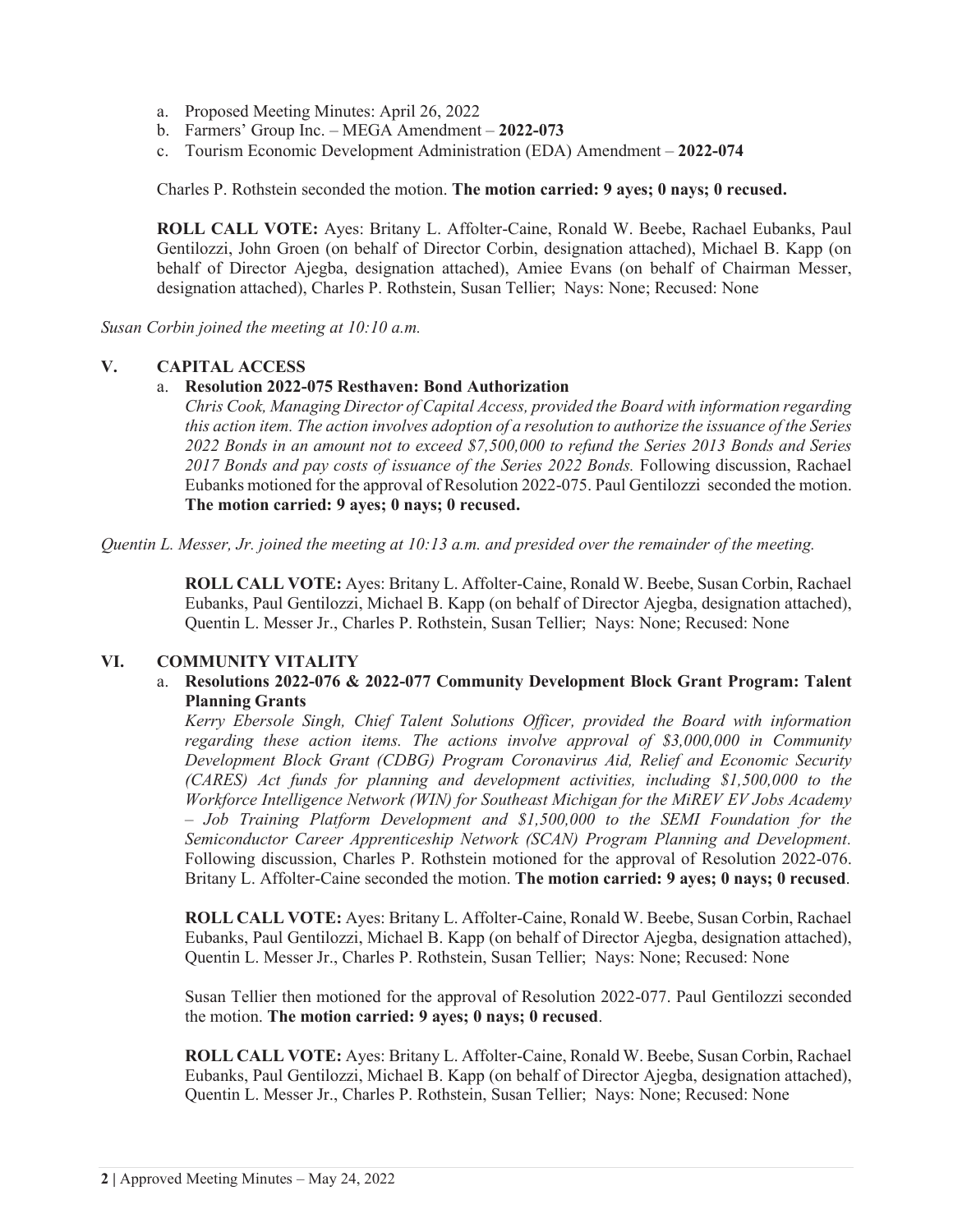a. Proposed Meeting Minutes: April 26, 2022
b. Farmers' Group Inc. – MEGA Amendment – **2022-073**
c. Tourism Economic Development Administration (EDA) Amendment – **2022-074**

Charles P. Rothstein seconded the motion. **The motion carried: 9 ayes; 0 nays; 0 recused.**

**ROLL CALL VOTE:** Ayes: Britany L. Affolter-Caine, Ronald W. Beebe, Rachael Eubanks, Paul Gentilozzi, John Groen (on behalf of Director Corbin, designation attached), Michael B. Kapp (on behalf of Director Ajegba, designation attached), Amiee Evans (on behalf of Chairman Messer, designation attached), Charles P. Rothstein, Susan Tellier; Nays: None; Recused: None

*Susan Corbin joined the meeting at 10:10 a.m.*

## V. CAPITAL ACCESS

a. **Resolution 2022-075 Resthaven: Bond Authorization**

*Chris Cook, Managing Director of Capital Access, provided the Board with information regarding this action item. The action involves adoption of a resolution to authorize the issuance of the Series 2022 Bonds in an amount not to exceed $7,500,000 to refund the Series 2013 Bonds and Series 2017 Bonds and pay costs of issuance of the Series 2022 Bonds.* Following discussion, Rachael Eubanks motioned for the approval of Resolution 2022-075. Paul Gentilozzi seconded the motion. **The motion carried: 9 ayes; 0 nays; 0 recused.**

*Quentin L. Messer, Jr. joined the meeting at 10:13 a.m. and presided over the remainder of the meeting.*

**ROLL CALL VOTE:** Ayes: Britany L. Affolter-Caine, Ronald W. Beebe, Susan Corbin, Rachael Eubanks, Paul Gentilozzi, Michael B. Kapp (on behalf of Director Ajegba, designation attached), Quentin L. Messer Jr., Charles P. Rothstein, Susan Tellier; Nays: None; Recused: None

## VI. COMMUNITY VITALITY

a. **Resolutions 2022-076 & 2022-077 Community Development Block Grant Program: Talent Planning Grants**

*Kerry Ebersole Singh, Chief Talent Solutions Officer, provided the Board with information regarding these action items. The actions involve approval of $3,000,000 in Community Development Block Grant (CDBG) Program Coronavirus Aid, Relief and Economic Security (CARES) Act funds for planning and development activities, including $1,500,000 to the Workforce Intelligence Network (WIN) for Southeast Michigan for the MiREV EV Jobs Academy – Job Training Platform Development and $1,500,000 to the SEMI Foundation for the Semiconductor Career Apprenticeship Network (SCAN) Program Planning and Development.* Following discussion, Charles P. Rothstein motioned for the approval of Resolution 2022-076. Britany L. Affolter-Caine seconded the motion. **The motion carried: 9 ayes; 0 nays; 0 recused**.

**ROLL CALL VOTE:** Ayes: Britany L. Affolter-Caine, Ronald W. Beebe, Susan Corbin, Rachael Eubanks, Paul Gentilozzi, Michael B. Kapp (on behalf of Director Ajegba, designation attached), Quentin L. Messer Jr., Charles P. Rothstein, Susan Tellier; Nays: None; Recused: None

Susan Tellier then motioned for the approval of Resolution 2022-077. Paul Gentilozzi seconded the motion. **The motion carried: 9 ayes; 0 nays; 0 recused**.

**ROLL CALL VOTE:** Ayes: Britany L. Affolter-Caine, Ronald W. Beebe, Susan Corbin, Rachael Eubanks, Paul Gentilozzi, Michael B. Kapp (on behalf of Director Ajegba, designation attached), Quentin L. Messer Jr., Charles P. Rothstein, Susan Tellier; Nays: None; Recused: None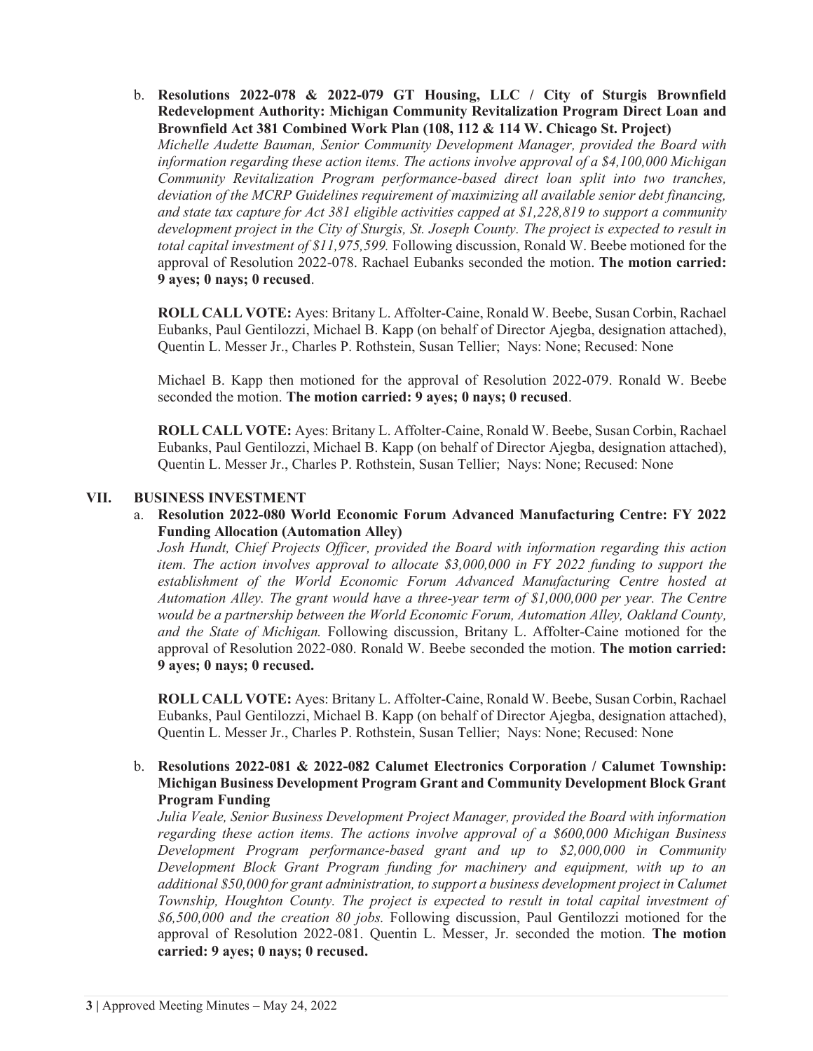b. **Resolutions 2022-078 & 2022-079 GT Housing, LLC / City of Sturgis Brownfield Redevelopment Authority: Michigan Community Revitalization Program Direct Loan and Brownfield Act 381 Combined Work Plan (108, 112 & 114 W. Chicago St. Project)**
*Michelle Audette Bauman, Senior Community Development Manager, provided the Board with information regarding these action items. The actions involve approval of a $4,100,000 Michigan Community Revitalization Program performance-based direct loan split into two tranches, deviation of the MCRP Guidelines requirement of maximizing all available senior debt financing, and state tax capture for Act 381 eligible activities capped at $1,228,819 to support a community development project in the City of Sturgis, St. Joseph County. The project is expected to result in total capital investment of $11,975,599.* Following discussion, Ronald W. Beebe motioned for the approval of Resolution 2022-078. Rachael Eubanks seconded the motion. **The motion carried: 9 ayes; 0 nays; 0 recused**.

**ROLL CALL VOTE:** Ayes: Britany L. Affolter-Caine, Ronald W. Beebe, Susan Corbin, Rachael Eubanks, Paul Gentilozzi, Michael B. Kapp (on behalf of Director Ajegba, designation attached), Quentin L. Messer Jr., Charles P. Rothstein, Susan Tellier; Nays: None; Recused: None

Michael B. Kapp then motioned for the approval of Resolution 2022-079. Ronald W. Beebe seconded the motion. **The motion carried: 9 ayes; 0 nays; 0 recused**.

**ROLL CALL VOTE:** Ayes: Britany L. Affolter-Caine, Ronald W. Beebe, Susan Corbin, Rachael Eubanks, Paul Gentilozzi, Michael B. Kapp (on behalf of Director Ajegba, designation attached), Quentin L. Messer Jr., Charles P. Rothstein, Susan Tellier; Nays: None; Recused: None

## VII. BUSINESS INVESTMENT

a. **Resolution 2022-080 World Economic Forum Advanced Manufacturing Centre: FY 2022 Funding Allocation (Automation Alley)**
*Josh Hundt, Chief Projects Officer, provided the Board with information regarding this action item. The action involves approval to allocate $3,000,000 in FY 2022 funding to support the establishment of the World Economic Forum Advanced Manufacturing Centre hosted at Automation Alley. The grant would have a three-year term of $1,000,000 per year. The Centre would be a partnership between the World Economic Forum, Automation Alley, Oakland County, and the State of Michigan.* Following discussion, Britany L. Affolter-Caine motioned for the approval of Resolution 2022-080. Ronald W. Beebe seconded the motion. **The motion carried: 9 ayes; 0 nays; 0 recused.**

**ROLL CALL VOTE:** Ayes: Britany L. Affolter-Caine, Ronald W. Beebe, Susan Corbin, Rachael Eubanks, Paul Gentilozzi, Michael B. Kapp (on behalf of Director Ajegba, designation attached), Quentin L. Messer Jr., Charles P. Rothstein, Susan Tellier; Nays: None; Recused: None

b. **Resolutions 2022-081 & 2022-082 Calumet Electronics Corporation / Calumet Township: Michigan Business Development Program Grant and Community Development Block Grant Program Funding**
*Julia Veale, Senior Business Development Project Manager, provided the Board with information regarding these action items. The actions involve approval of a $600,000 Michigan Business Development Program performance-based grant and up to $2,000,000 in Community Development Block Grant Program funding for machinery and equipment, with up to an additional $50,000 for grant administration, to support a business development project in Calumet Township, Houghton County. The project is expected to result in total capital investment of $6,500,000 and the creation 80 jobs.* Following discussion, Paul Gentilozzi motioned for the approval of Resolution 2022-081. Quentin L. Messer, Jr. seconded the motion. **The motion carried: 9 ayes; 0 nays; 0 recused.**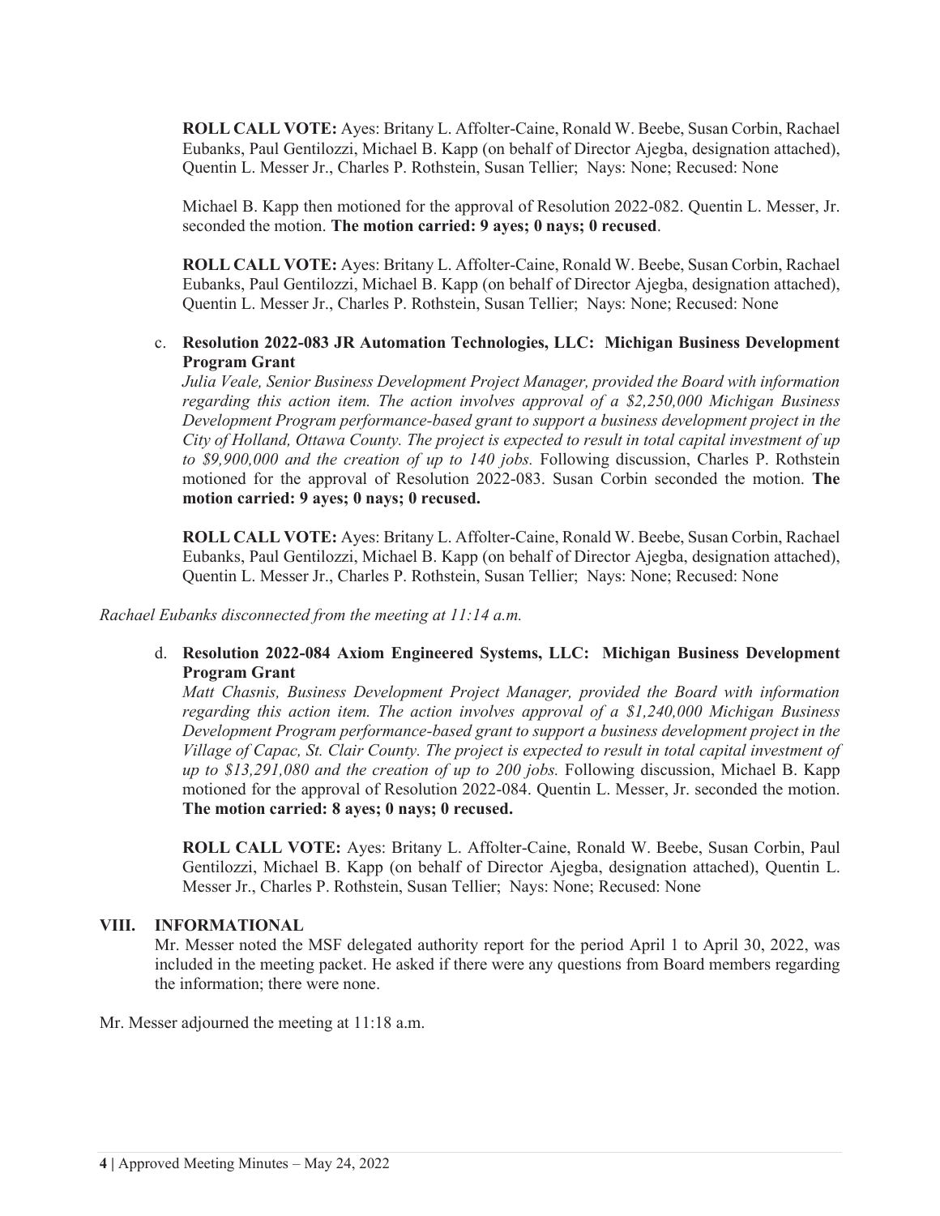**ROLL CALL VOTE:** Ayes: Britany L. Affolter-Caine, Ronald W. Beebe, Susan Corbin, Rachael Eubanks, Paul Gentilozzi, Michael B. Kapp (on behalf of Director Ajegba, designation attached), Quentin L. Messer Jr., Charles P. Rothstein, Susan Tellier; Nays: None; Recused: None

Michael B. Kapp then motioned for the approval of Resolution 2022-082. Quentin L. Messer, Jr. seconded the motion. **The motion carried: 9 ayes; 0 nays; 0 recused**.

**ROLL CALL VOTE:** Ayes: Britany L. Affolter-Caine, Ronald W. Beebe, Susan Corbin, Rachael Eubanks, Paul Gentilozzi, Michael B. Kapp (on behalf of Director Ajegba, designation attached), Quentin L. Messer Jr., Charles P. Rothstein, Susan Tellier; Nays: None; Recused: None

c. **Resolution 2022-083 JR Automation Technologies, LLC: Michigan Business Development Program Grant**
*Julia Veale, Senior Business Development Project Manager, provided the Board with information regarding this action item. The action involves approval of a $2,250,000 Michigan Business Development Program performance-based grant to support a business development project in the City of Holland, Ottawa County. The project is expected to result in total capital investment of up to $9,900,000 and the creation of up to 140 jobs.* Following discussion, Charles P. Rothstein motioned for the approval of Resolution 2022-083. Susan Corbin seconded the motion. **The motion carried: 9 ayes; 0 nays; 0 recused.**

**ROLL CALL VOTE:** Ayes: Britany L. Affolter-Caine, Ronald W. Beebe, Susan Corbin, Rachael Eubanks, Paul Gentilozzi, Michael B. Kapp (on behalf of Director Ajegba, designation attached), Quentin L. Messer Jr., Charles P. Rothstein, Susan Tellier; Nays: None; Recused: None

*Rachael Eubanks disconnected from the meeting at 11:14 a.m.*

d. **Resolution 2022-084 Axiom Engineered Systems, LLC: Michigan Business Development Program Grant**
*Matt Chasnis, Business Development Project Manager, provided the Board with information regarding this action item. The action involves approval of a $1,240,000 Michigan Business Development Program performance-based grant to support a business development project in the Village of Capac, St. Clair County. The project is expected to result in total capital investment of up to $13,291,080 and the creation of up to 200 jobs.* Following discussion, Michael B. Kapp motioned for the approval of Resolution 2022-084. Quentin L. Messer, Jr. seconded the motion. **The motion carried: 8 ayes; 0 nays; 0 recused.**

**ROLL CALL VOTE:** Ayes: Britany L. Affolter-Caine, Ronald W. Beebe, Susan Corbin, Paul Gentilozzi, Michael B. Kapp (on behalf of Director Ajegba, designation attached), Quentin L. Messer Jr., Charles P. Rothstein, Susan Tellier; Nays: None; Recused: None

## VIII. INFORMATIONAL

Mr. Messer noted the MSF delegated authority report for the period April 1 to April 30, 2022, was included in the meeting packet. He asked if there were any questions from Board members regarding the information; there were none.

Mr. Messer adjourned the meeting at 11:18 a.m.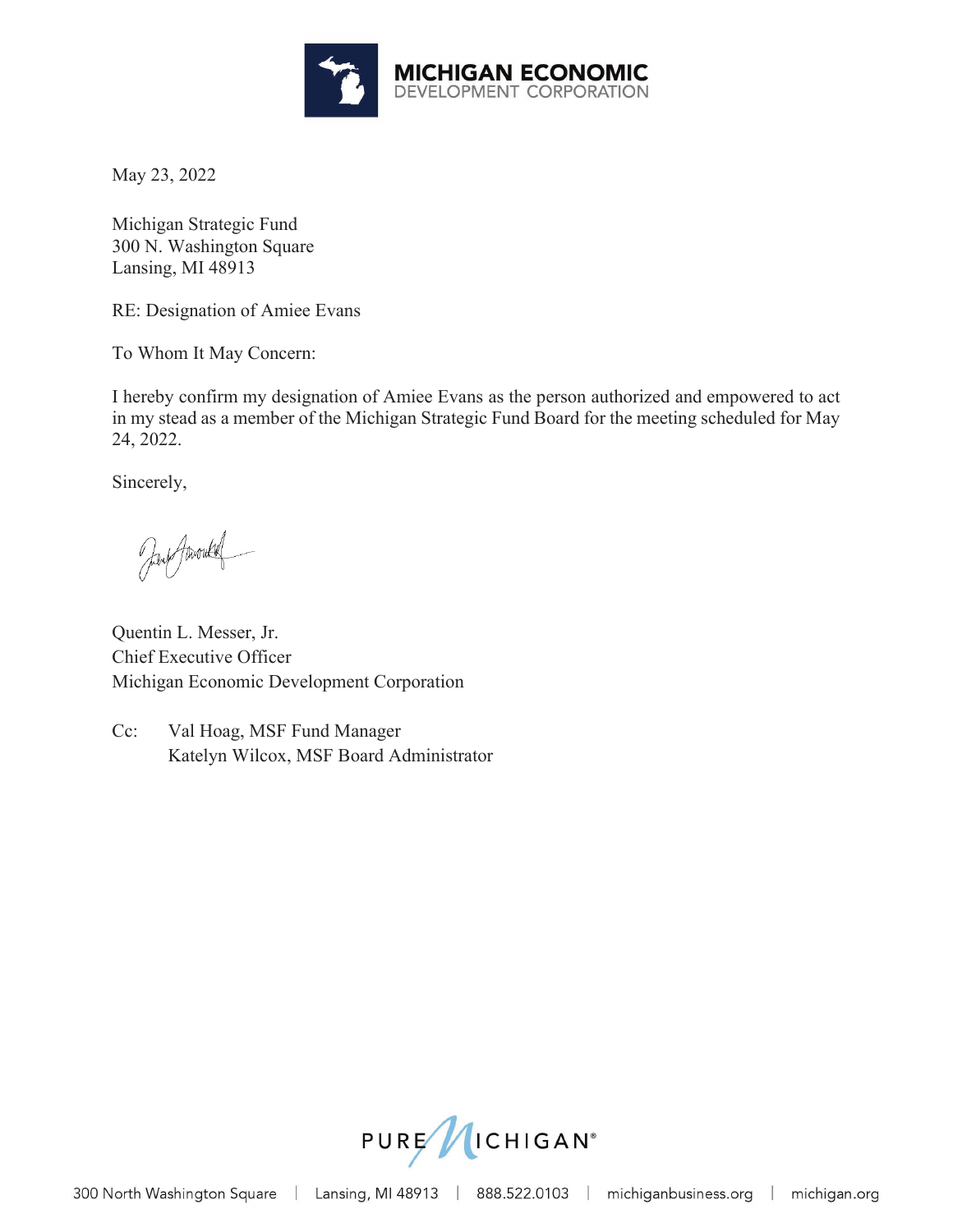MICHIGAN ECONOMIC
DEVELOPMENT CORPORATION

May 23, 2022

Michigan Strategic Fund
300 N. Washington Square
Lansing, MI 48913

RE: Designation of Amiee Evans

To Whom It May Concern:

I hereby confirm my designation of Amiee Evans as the person authorized and empowered to act in my stead as a member of the Michigan Strategic Fund Board for the meeting scheduled for May 24, 2022.

Sincerely,

Quentin L. Messer, Jr.
Chief Executive Officer
Michigan Economic Development Corporation

Cc: Val Hoag, MSF Fund Manager
Katelyn Wilcox, MSF Board Administrator

PURE MICHIGAN®

300 North Washington Square | Lansing, MI 48913 | 888.522.0103 | michiganbusiness.org | michigan.org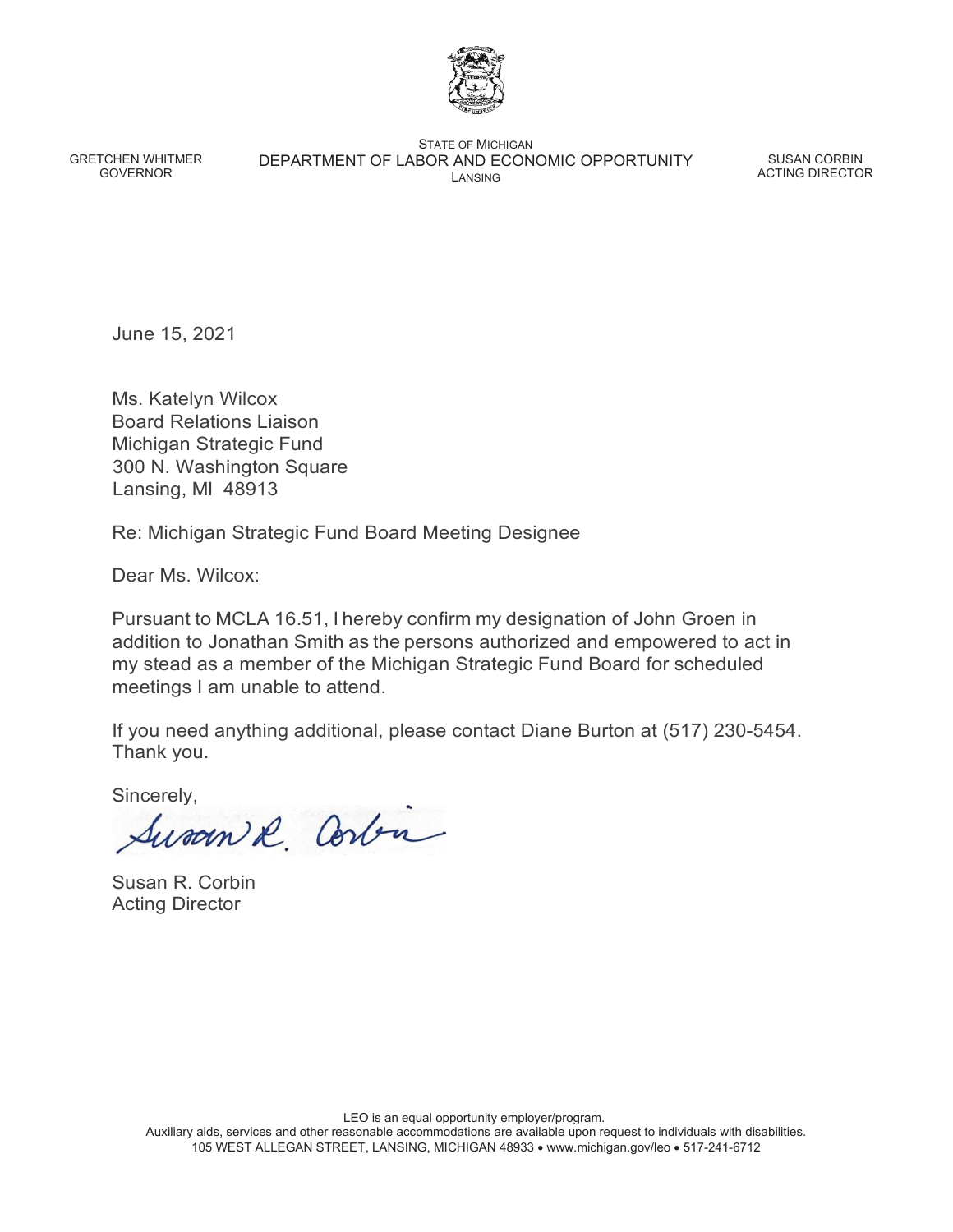GRETCHEN WHITMER
GOVERNOR

STATE OF MICHIGAN
DEPARTMENT OF LABOR AND ECONOMIC OPPORTUNITY
LANSING

SUSAN CORBIN
ACTING DIRECTOR

June 15, 2021

Ms. Katelyn Wilcox
Board Relations Liaison
Michigan Strategic Fund
300 N. Washington Square
Lansing, MI 48913

Re: Michigan Strategic Fund Board Meeting Designee

Dear Ms. Wilcox:

Pursuant to MCLA 16.51, I hereby confirm my designation of John Groen in addition to Jonathan Smith as the persons authorized and empowered to act in my stead as a member of the Michigan Strategic Fund Board for scheduled meetings I am unable to attend.

If you need anything additional, please contact Diane Burton at (517) 230-5454. Thank you.

Sincerely,

Susan R. Corbin
Acting Director

LEO is an equal opportunity employer/program.
Auxiliary aids, services and other reasonable accommodations are available upon request to individuals with disabilities.
105 WEST ALLEGAN STREET, LANSING, MICHIGAN 48933 • www.michigan.gov/leo • 517-241-6712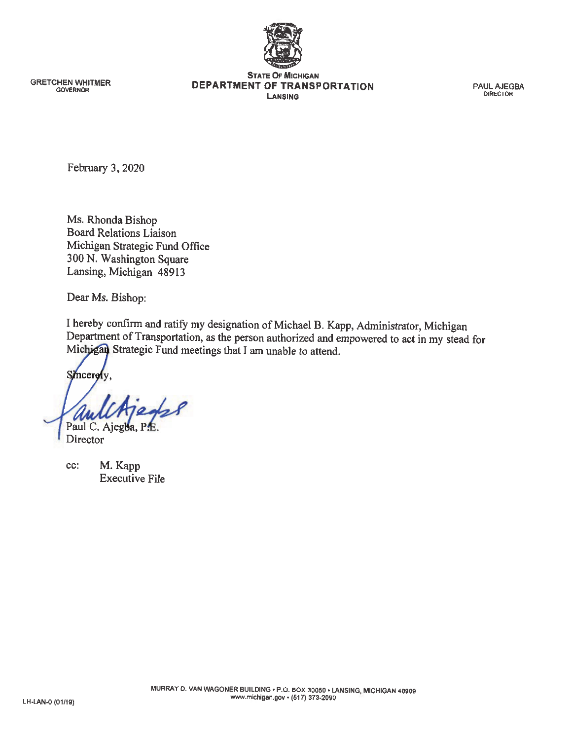GRETCHEN WHITMER
GOVERNOR

STATE OF MICHIGAN
**DEPARTMENT OF TRANSPORTATION**
LANSING

PAUL AJEGBA
DIRECTOR

February 3, 2020

Ms. Rhonda Bishop
Board Relations Liaison
Michigan Strategic Fund Office
300 N. Washington Square
Lansing, Michigan 48913

Dear Ms. Bishop:

I hereby confirm and ratify my designation of Michael B. Kapp, Administrator, Michigan Department of Transportation, as the person authorized and empowered to act in my stead for Michigan Strategic Fund meetings that I am unable to attend.

Sincerely,

Paul C. Ajegba, P.E.
Director

cc: M. Kapp
Executive File

MURRAY D. VAN WAGONER BUILDING • P.O. BOX 30050 • LANSING, MICHIGAN 48909
www.michigan.gov • (517) 373-2090

LH-LAN-0 (01/19)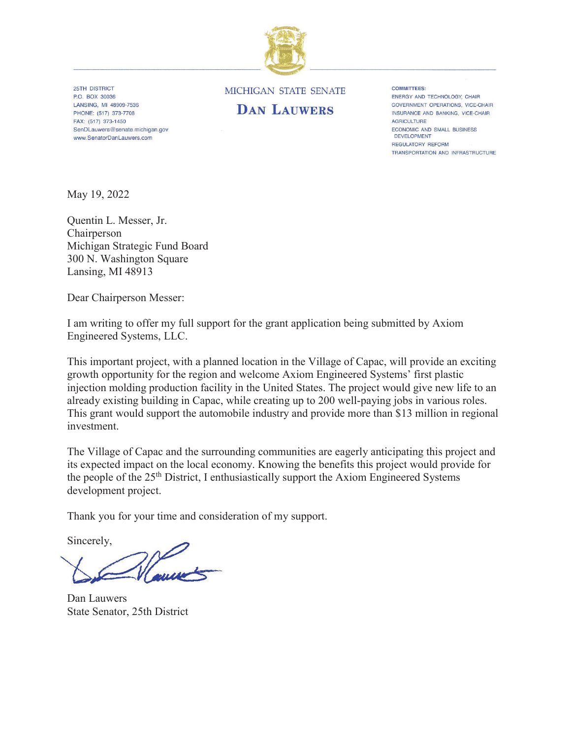25TH DISTRICT
P.O. BOX 30036
LANSING, MI 48909-7536
PHONE: (517) 373-7708
FAX: (517) 373-1450
SenDLauwers@senate.michigan.gov
www.SenatorDanLauwers.com

MICHIGAN STATE SENATE

**DAN LAUWERS**

COMMITTEES:
ENERGY AND TECHNOLOGY, CHAIR
GOVERNMENT OPERATIONS, VICE-CHAIR
INSURANCE AND BANKING, VICE-CHAIR
AGRICULTURE
ECONOMIC AND SMALL BUSINESS DEVELOPMENT
REGULATORY REFORM
TRANSPORTATION AND INFRASTRUCTURE

May 19, 2022

Quentin L. Messer, Jr.
Chairperson
Michigan Strategic Fund Board
300 N. Washington Square
Lansing, MI 48913

Dear Chairperson Messer:

I am writing to offer my full support for the grant application being submitted by Axiom Engineered Systems, LLC.

This important project, with a planned location in the Village of Capac, will provide an exciting growth opportunity for the region and welcome Axiom Engineered Systems' first plastic injection molding production facility in the United States. The project would give new life to an already existing building in Capac, while creating up to 200 well-paying jobs in various roles. This grant would support the automobile industry and provide more than $13 million in regional investment.

The Village of Capac and the surrounding communities are eagerly anticipating this project and its expected impact on the local economy. Knowing the benefits this project would provide for the people of the 25th District, I enthusiastically support the Axiom Engineered Systems development project.

Thank you for your time and consideration of my support.

Sincerely,

Dan Lauwers
State Senator, 25th District